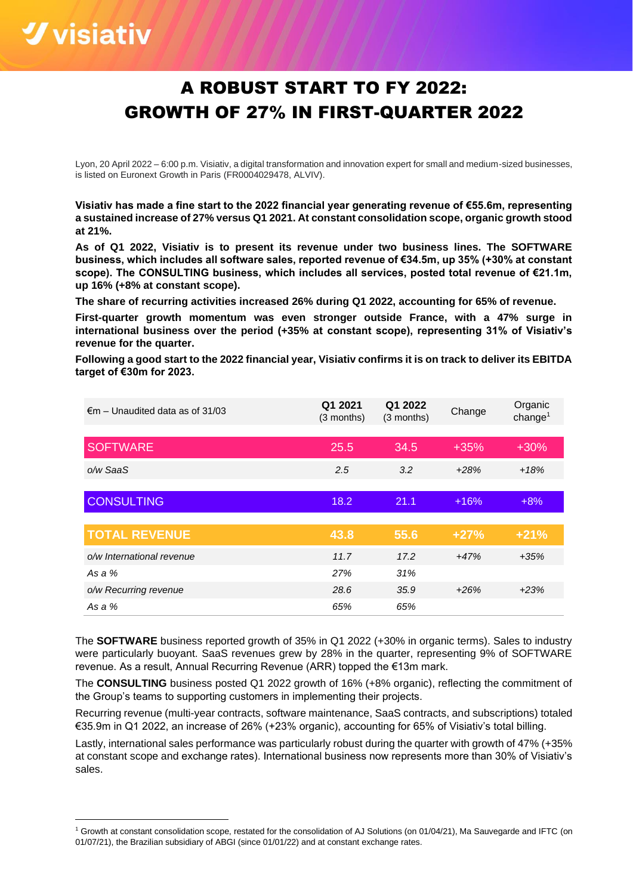# A ROBUST START TO FY 2022: GROWTH OF 27% IN FIRST-QUARTER 2022

Lyon, 20 April 2022 – 6:00 p.m. Visiativ, a digital transformation and innovation expert for small and medium-sized businesses, is listed on Euronext Growth in Paris (FR0004029478, ALVIV).

**Visiativ has made a fine start to the 2022 financial year generating revenue of €55.6m, representing a sustained increase of 27% versus Q1 2021. At constant consolidation scope, organic growth stood at 21%.**

**As of Q1 2022, Visiativ is to present its revenue under two business lines. The SOFTWARE business, which includes all software sales, reported revenue of €34.5m, up 35% (+30% at constant scope). The CONSULTING business, which includes all services, posted total revenue of €21.1m, up 16% (+8% at constant scope).**

**The share of recurring activities increased 26% during Q1 2022, accounting for 65% of revenue.**

**First-quarter growth momentum was even stronger outside France, with a 47% surge in international business over the period (+35% at constant scope), representing 31% of Visiativ's revenue for the quarter.**

**Following a good start to the 2022 financial year, Visiativ confirms it is on track to deliver its EBITDA target of €30m for 2023.**

| €m – Unaudited data as of 31/03 | Q1 2021 (3 months) | Q1 2022 (3 months) | Change | Organic change[1] |
|---|---|---|---|---|
| SOFTWARE | 25.5 | 34.5 | +35% | +30% |
| *o/w SaaS* | *2.5* | *3.2* | *+28%* | *+18%* |
| CONSULTING | 18.2 | 21.1 | +16% | +8% |
| **TOTAL REVENUE** | **43.8** | **55.6** | **+27%** | **+21%** |
| *o/w International revenue* | *11.7* | *17.2* | *+47%* | *+35%* |
| *As a %* | *27%* | *31%* | | |
| *o/w Recurring revenue* | *28.6* | *35.9* | *+26%* | *+23%* |
| *As a %* | *65%* | *65%* | | |

The **SOFTWARE** business reported growth of 35% in Q1 2022 (+30% in organic terms). Sales to industry were particularly buoyant. SaaS revenues grew by 28% in the quarter, representing 9% of SOFTWARE revenue. As a result, Annual Recurring Revenue (ARR) topped the €13m mark.

The **CONSULTING** business posted Q1 2022 growth of 16% (+8% organic), reflecting the commitment of the Group's teams to supporting customers in implementing their projects.

Recurring revenue (multi-year contracts, software maintenance, SaaS contracts, and subscriptions) totaled €35.9m in Q1 2022, an increase of 26% (+23% organic), accounting for 65% of Visiativ's total billing.

Lastly, international sales performance was particularly robust during the quarter with growth of 47% (+35% at constant scope and exchange rates). International business now represents more than 30% of Visiativ's sales.

[1] Growth at constant consolidation scope, restated for the consolidation of AJ Solutions (on 01/04/21), Ma Sauvegarde and IFTC (on 01/07/21), the Brazilian subsidiary of ABGI (since 01/01/22) and at constant exchange rates.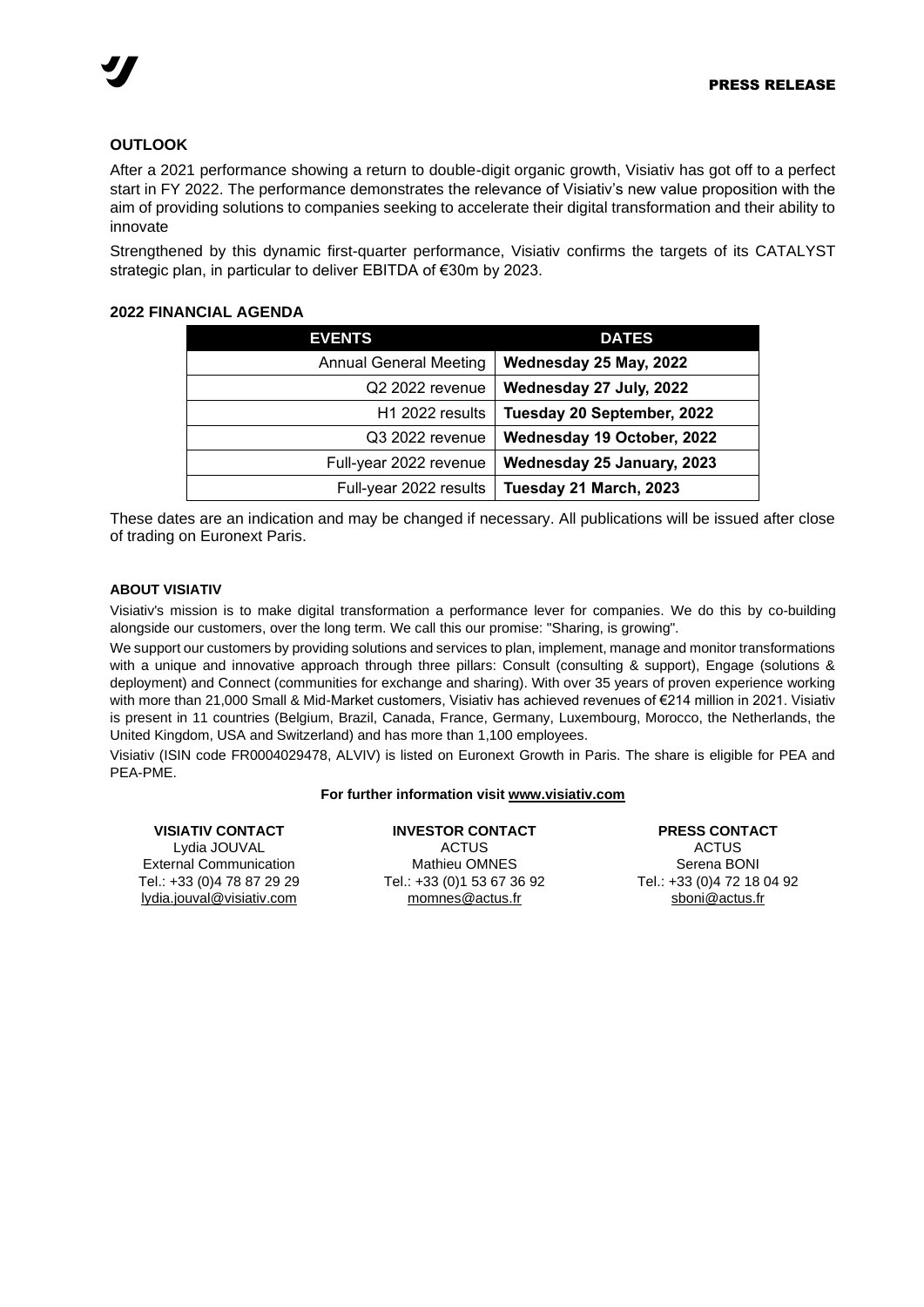## OUTLOOK

After a 2021 performance showing a return to double-digit organic growth, Visiativ has got off to a perfect start in FY 2022. The performance demonstrates the relevance of Visiativ's new value proposition with the aim of providing solutions to companies seeking to accelerate their digital transformation and their ability to innovate

Strengthened by this dynamic first-quarter performance, Visiativ confirms the targets of its CATALYST strategic plan, in particular to deliver EBITDA of €30m by 2023.

## 2022 FINANCIAL AGENDA

| EVENTS | DATES |
|---|---|
| Annual General Meeting | **Wednesday 25 May, 2022** |
| Q2 2022 revenue | **Wednesday 27 July, 2022** |
| H1 2022 results | **Tuesday 20 September, 2022** |
| Q3 2022 revenue | **Wednesday 19 October, 2022** |
| Full-year 2022 revenue | **Wednesday 25 January, 2023** |
| Full-year 2022 results | **Tuesday 21 March, 2023** |

These dates are an indication and may be changed if necessary. All publications will be issued after close of trading on Euronext Paris.

### ABOUT VISIATIV

Visiativ's mission is to make digital transformation a performance lever for companies. We do this by co-building alongside our customers, over the long term. We call this our promise: "Sharing, is growing".

We support our customers by providing solutions and services to plan, implement, manage and monitor transformations with a unique and innovative approach through three pillars: Consult (consulting & support), Engage (solutions & deployment) and Connect (communities for exchange and sharing). With over 35 years of proven experience working with more than 21,000 Small & Mid-Market customers, Visiativ has achieved revenues of €214 million in 2021. Visiativ is present in 11 countries (Belgium, Brazil, Canada, France, Germany, Luxembourg, Morocco, the Netherlands, the United Kingdom, USA and Switzerland) and has more than 1,100 employees.

Visiativ (ISIN code FR0004029478, ALVIV) is listed on Euronext Growth in Paris. The share is eligible for PEA and PEA-PME.

**For further information visit www.visiativ.com**

**VISIATIV CONTACT**
Lydia JOUVAL
External Communication
Tel.: +33 (0)4 78 87 29 29
lydia.jouval@visiativ.com

**INVESTOR CONTACT**
ACTUS
Mathieu OMNES
Tel.: +33 (0)1 53 67 36 92
momnes@actus.fr

**PRESS CONTACT**
ACTUS
Serena BONI
Tel.: +33 (0)4 72 18 04 92
sboni@actus.fr